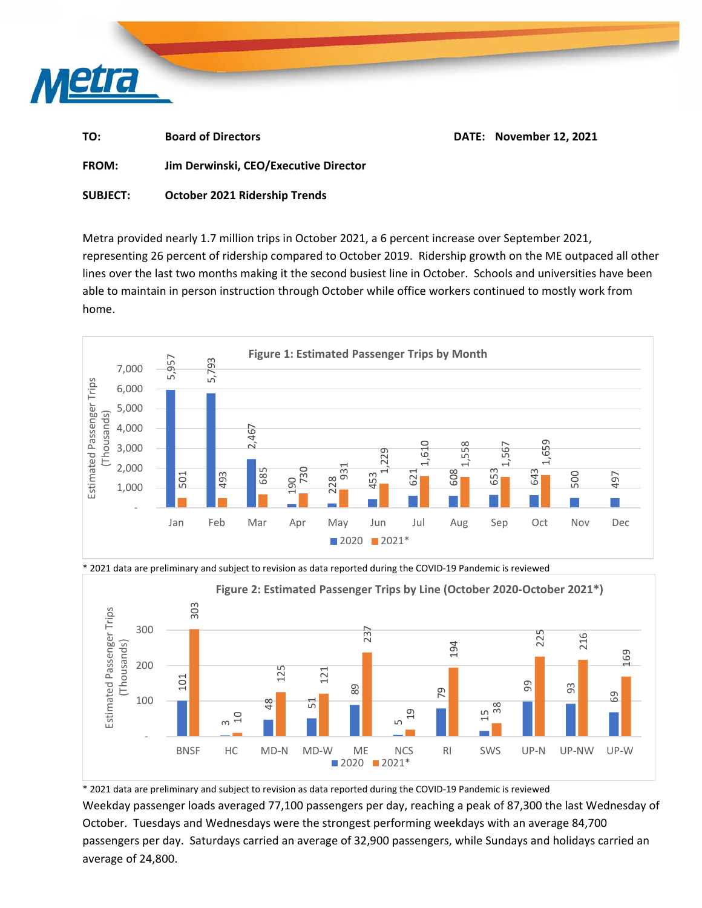**TO:** Board of Directors **DATE:** November 12, 2021

**FROM:** Jim Derwinski, CEO/Executive Director

**SUBJECT:** October 2021 Ridership Trends

Metra provided nearly 1.7 million trips in October 2021, a 6 percent increase over September 2021, representing 26 percent of ridership compared to October 2019. Ridership growth on the ME outpaced all other lines over the last two months making it the second busiest line in October. Schools and universities have been able to maintain in person instruction through October while office workers continued to mostly work from home.

**Figure 1: Estimated Passenger Trips by Month**

Estimated Passenger Trips (Thousands)

| Month | 2020 | 2021* |
|---|---|---|
| Jan | 5,957 | 501 |
| Feb | 5,793 | 493 |
| Mar | 2,467 | 685 |
| Apr | 190 | 730 |
| May | 228 | 931 |
| Jun | 453 | 1,229 |
| Jul | 621 | 1,610 |
| Aug | 608 | 1,558 |
| Sep | 653 | 1,567 |
| Oct | 643 | 1,659 |
| Nov | 500 | |
| Dec | 497 | |

\* 2021 data are preliminary and subject to revision as data reported during the COVID-19 Pandemic is reviewed

**Figure 2: Estimated Passenger Trips by Line (October 2020-October 2021*)**

Estimated Passenger Trips (Thousands)

| Line | 2020 | 2021* |
|---|---|---|
| BNSF | 101 | 303 |
| HC | 3 | 10 |
| MD-N | 48 | 125 |
| MD-W | 51 | 121 |
| ME | 89 | 237 |
| NCS | 5 | 19 |
| RI | 79 | 194 |
| SWS | 15 | 38 |
| UP-N | 99 | 225 |
| UP-NW | 93 | 216 |
| UP-W | 69 | 169 |

\* 2021 data are preliminary and subject to revision as data reported during the COVID-19 Pandemic is reviewed

Weekday passenger loads averaged 77,100 passengers per day, reaching a peak of 87,300 the last Wednesday of October. Tuesdays and Wednesdays were the strongest performing weekdays with an average 84,700 passengers per day. Saturdays carried an average of 32,900 passengers, while Sundays and holidays carried an average of 24,800.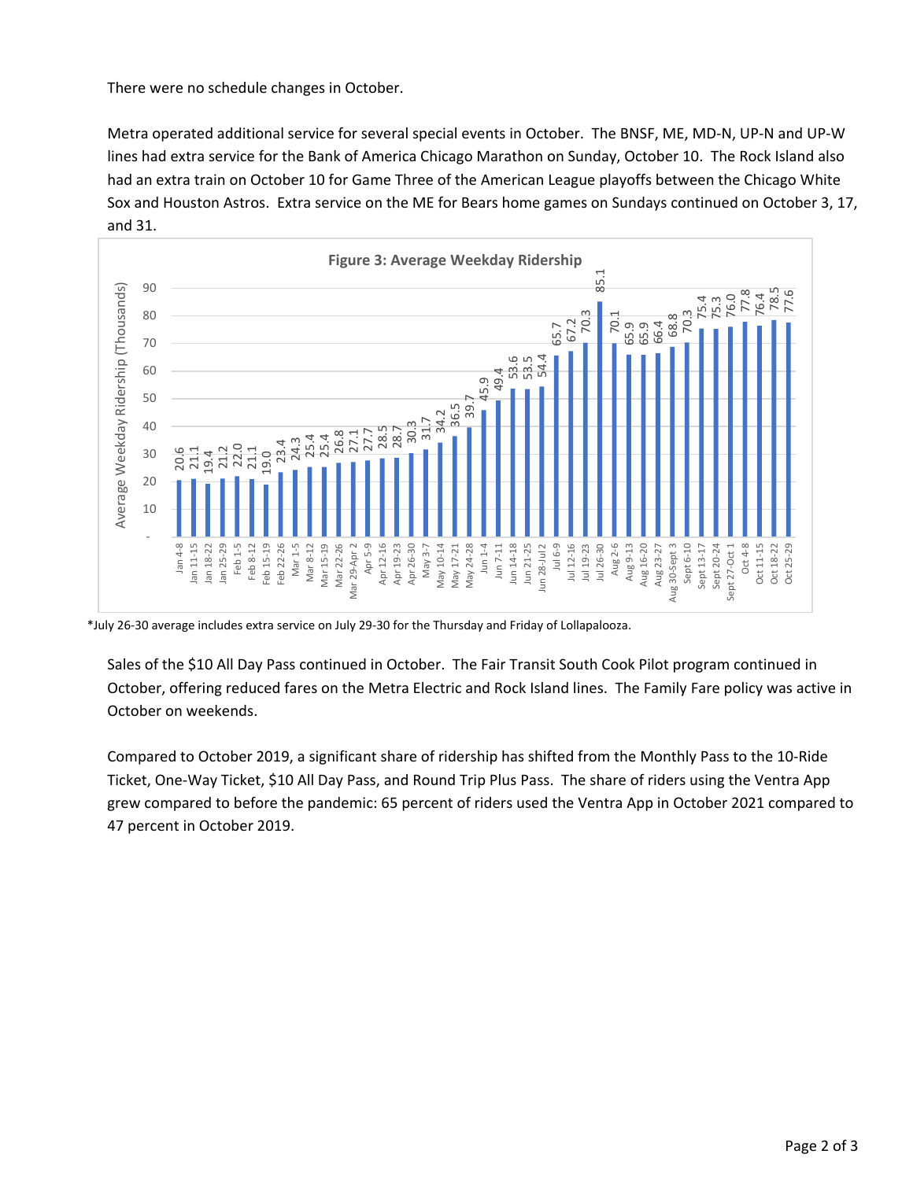There were no schedule changes in October.

Metra operated additional service for several special events in October. The BNSF, ME, MD-N, UP-N and UP-W lines had extra service for the Bank of America Chicago Marathon on Sunday, October 10. The Rock Island also had an extra train on October 10 for Game Three of the American League playoffs between the Chicago White Sox and Houston Astros. Extra service on the ME for Bears home games on Sundays continued on October 3, 17, and 31.

**Figure 3: Average Weekday Ridership**

| Week | Average Weekday Ridership (Thousands) |
|---|---|
| Jan 4-8 | 20.6 |
| Jan 11-15 | 21.1 |
| Jan 18-22 | 19.4 |
| Jan 25-29 | 21.2 |
| Feb 1-5 | 22.0 |
| Feb 8-12 | 21.1 |
| Feb 15-19 | 19.0 |
| Feb 22-26 | 23.4 |
| Mar 1-5 | 24.3 |
| Mar 8-12 | 25.4 |
| Mar 15-19 | 25.4 |
| Mar 22-26 | 26.8 |
| Mar 29-Apr 2 | 27.1 |
| Apr 5-9 | 27.7 |
| Apr 12-16 | 28.5 |
| Apr 19-23 | 28.7 |
| Apr 26-30 | 30.3 |
| May 3-7 | 31.7 |
| May 10-14 | 34.2 |
| May 17-21 | 36.5 |
| May 24-28 | 39.7 |
| Jun 1-4 | 45.9 |
| Jun 7-11 | 49.4 |
| Jun 14-18 | 53.6 |
| Jun 21-25 | 53.5 |
| Jun 28-Jul 2 | 54.4 |
| Jul 6-9 | 65.7 |
| Jul 12-16 | 67.2 |
| Jul 19-23 | 70.3 |
| Jul 26-30 | 85.1 |
| Aug 2-6 | 70.1 |
| Aug 9-13 | 65.9 |
| Aug 16-20 | 65.9 |
| Aug 23-27 | 66.4 |
| Aug 30-Sept 3 | 68.8 |
| Sept 6-10 | 70.3 |
| Sept 13-17 | 75.4 |
| Sept 20-24 | 75.3 |
| Sept 27-Oct 1 | 76.0 |
| Oct 4-8 | 77.8 |
| Oct 11-15 | 76.4 |
| Oct 18-22 | 78.5 |
| Oct 25-29 | 77.6 |

*July 26-30 average includes extra service on July 29-30 for the Thursday and Friday of Lollapalooza.

Sales of the $10 All Day Pass continued in October. The Fair Transit South Cook Pilot program continued in October, offering reduced fares on the Metra Electric and Rock Island lines. The Family Fare policy was active in October on weekends.

Compared to October 2019, a significant share of ridership has shifted from the Monthly Pass to the 10-Ride Ticket, One-Way Ticket, $10 All Day Pass, and Round Trip Plus Pass. The share of riders using the Ventra App grew compared to before the pandemic: 65 percent of riders used the Ventra App in October 2021 compared to 47 percent in October 2019.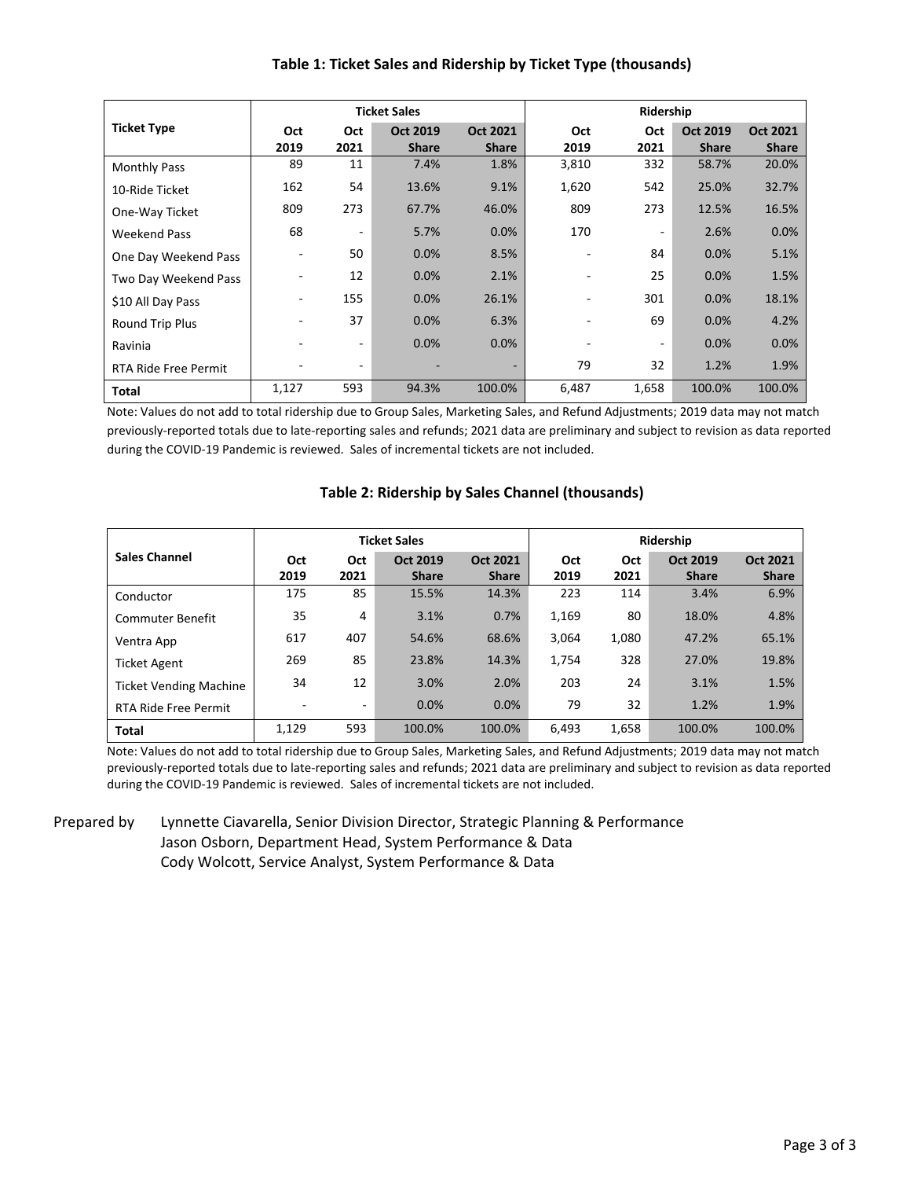**Table 1: Ticket Sales and Ridership by Ticket Type (thousands)**

| Ticket Type | Ticket Sales | | | | Ridership | | | |
|---|---|---|---|---|---|---|---|---|
| | Oct 2019 | Oct 2021 | Oct 2019 Share | Oct 2021 Share | Oct 2019 | Oct 2021 | Oct 2019 Share | Oct 2021 Share |
| Monthly Pass | 89 | 11 | 7.4% | 1.8% | 3,810 | 332 | 58.7% | 20.0% |
| 10-Ride Ticket | 162 | 54 | 13.6% | 9.1% | 1,620 | 542 | 25.0% | 32.7% |
| One-Way Ticket | 809 | 273 | 67.7% | 46.0% | 809 | 273 | 12.5% | 16.5% |
| Weekend Pass | 68 | - | 5.7% | 0.0% | 170 | - | 2.6% | 0.0% |
| One Day Weekend Pass | - | 50 | 0.0% | 8.5% | - | 84 | 0.0% | 5.1% |
| Two Day Weekend Pass | - | 12 | 0.0% | 2.1% | - | 25 | 0.0% | 1.5% |
| $10 All Day Pass | - | 155 | 0.0% | 26.1% | - | 301 | 0.0% | 18.1% |
| Round Trip Plus | - | 37 | 0.0% | 6.3% | - | 69 | 0.0% | 4.2% |
| Ravinia | - | - | 0.0% | 0.0% | - | - | 0.0% | 0.0% |
| RTA Ride Free Permit | - | - | - | - | 79 | 32 | 1.2% | 1.9% |
| **Total** | 1,127 | 593 | 94.3% | 100.0% | 6,487 | 1,658 | 100.0% | 100.0% |

Note: Values do not add to total ridership due to Group Sales, Marketing Sales, and Refund Adjustments; 2019 data may not match previously-reported totals due to late-reporting sales and refunds; 2021 data are preliminary and subject to revision as data reported during the COVID-19 Pandemic is reviewed. Sales of incremental tickets are not included.

**Table 2: Ridership by Sales Channel (thousands)**

| Sales Channel | Ticket Sales | | | | Ridership | | | |
|---|---|---|---|---|---|---|---|---|
| | Oct 2019 | Oct 2021 | Oct 2019 Share | Oct 2021 Share | Oct 2019 | Oct 2021 | Oct 2019 Share | Oct 2021 Share |
| Conductor | 175 | 85 | 15.5% | 14.3% | 223 | 114 | 3.4% | 6.9% |
| Commuter Benefit | 35 | 4 | 3.1% | 0.7% | 1,169 | 80 | 18.0% | 4.8% |
| Ventra App | 617 | 407 | 54.6% | 68.6% | 3,064 | 1,080 | 47.2% | 65.1% |
| Ticket Agent | 269 | 85 | 23.8% | 14.3% | 1,754 | 328 | 27.0% | 19.8% |
| Ticket Vending Machine | 34 | 12 | 3.0% | 2.0% | 203 | 24 | 3.1% | 1.5% |
| RTA Ride Free Permit | - | - | 0.0% | 0.0% | 79 | 32 | 1.2% | 1.9% |
| **Total** | 1,129 | 593 | 100.0% | 100.0% | 6,493 | 1,658 | 100.0% | 100.0% |

Note: Values do not add to total ridership due to Group Sales, Marketing Sales, and Refund Adjustments; 2019 data may not match previously-reported totals due to late-reporting sales and refunds; 2021 data are preliminary and subject to revision as data reported during the COVID-19 Pandemic is reviewed. Sales of incremental tickets are not included.

Prepared by Lynnette Ciavarella, Senior Division Director, Strategic Planning & Performance
Jason Osborn, Department Head, System Performance & Data
Cody Wolcott, Service Analyst, System Performance & Data